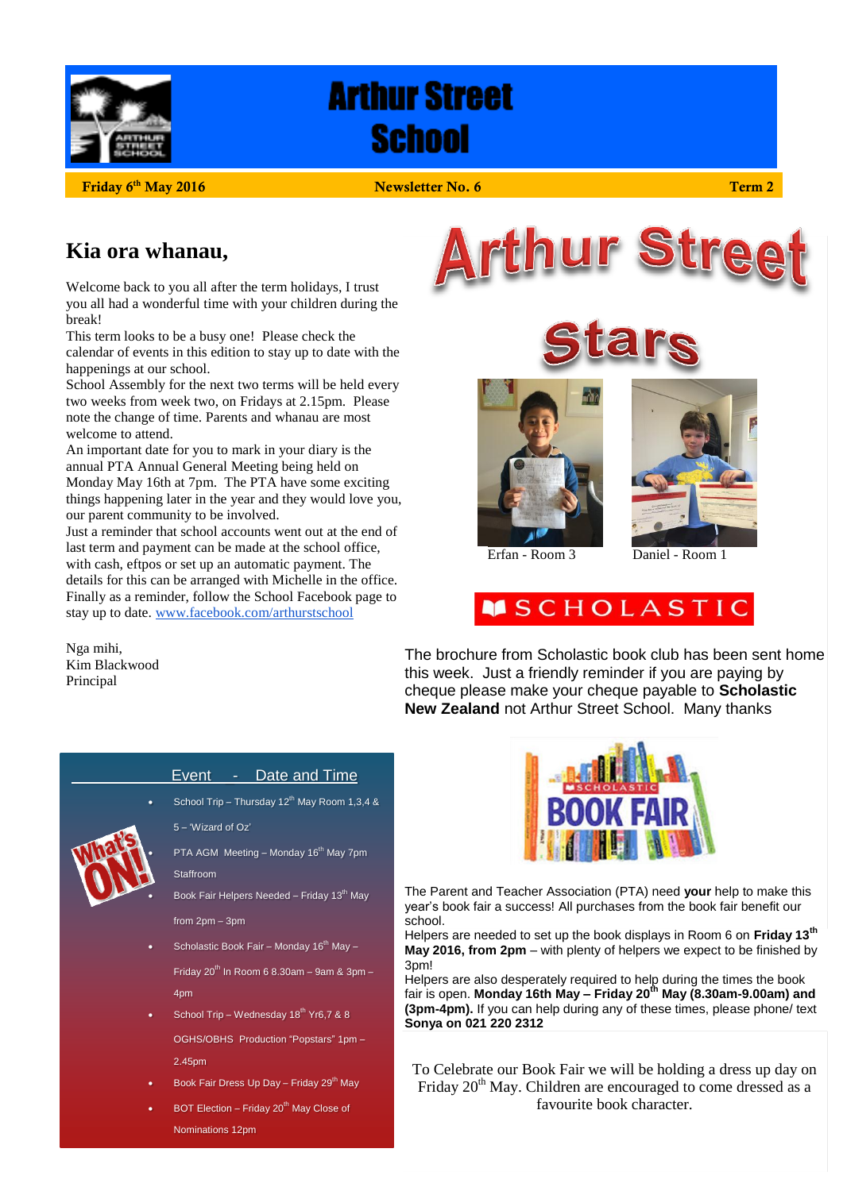# Arthur Street School

**Friday 6th May 2016** | **Newsletter No. 6** | **Term 2**

## Kia ora whanau,

Welcome back to you all after the term holidays, I trust you all had a wonderful time with your children during the break!

This term looks to be a busy one! Please check the calendar of events in this edition to stay up to date with the happenings at our school.

School Assembly for the next two terms will be held every two weeks from week two, on Fridays at 2.15pm. Please note the change of time. Parents and whanau are most welcome to attend.

An important date for you to mark in your diary is the annual PTA Annual General Meeting being held on Monday May 16th at 7pm. The PTA have some exciting things happening later in the year and they would love you, our parent community to be involved.

Just a reminder that school accounts went out at the end of last term and payment can be made at the school office, with cash, eftpos or set up an automatic payment. The details for this can be arranged with Michelle in the office.

Finally as a reminder, follow the School Facebook page to stay up to date. www.facebook.com/arthurstschool

Nga mihi,
Kim Blackwood
Principal

## Arthur Street Stars

Erfan - Room 3

Daniel - Room 1

## SCHOLASTIC

The brochure from Scholastic book club has been sent home this week. Just a friendly reminder if you are paying by cheque please make your cheque payable to **Scholastic New Zealand** not Arthur Street School. Many thanks

## What's ON!

Event - Date and Time

- School Trip – Thursday 12th May Room 1,3,4 & 5 – 'Wizard of Oz'
- PTA AGM Meeting – Monday 16th May 7pm Staffroom
- Book Fair Helpers Needed – Friday 13th May from 2pm – 3pm
- Scholastic Book Fair – Monday 16th May – Friday 20th In Room 6 8.30am – 9am & 3pm – 4pm
- School Trip – Wednesday 18th Yr6,7 & 8 OGHS/OBHS Production "Popstars" 1pm – 2.45pm
- Book Fair Dress Up Day – Friday 29th May
- BOT Election – Friday 20th May Close of Nominations 12pm

## Scholastic Book Fair

The Parent and Teacher Association (PTA) need **your** help to make this year's book fair a success! All purchases from the book fair benefit our school.

Helpers are needed to set up the book displays in Room 6 on **Friday 13th May 2016, from 2pm** – with plenty of helpers we expect to be finished by 3pm!

Helpers are also desperately required to help during the times the book fair is open. **Monday 16th May – Friday 20th May (8.30am-9.00am) and (3pm-4pm).** If you can help during any of these times, please phone/ text **Sonya on 021 220 2312**

To Celebrate our Book Fair we will be holding a dress up day on Friday 20th May. Children are encouraged to come dressed as a favourite book character.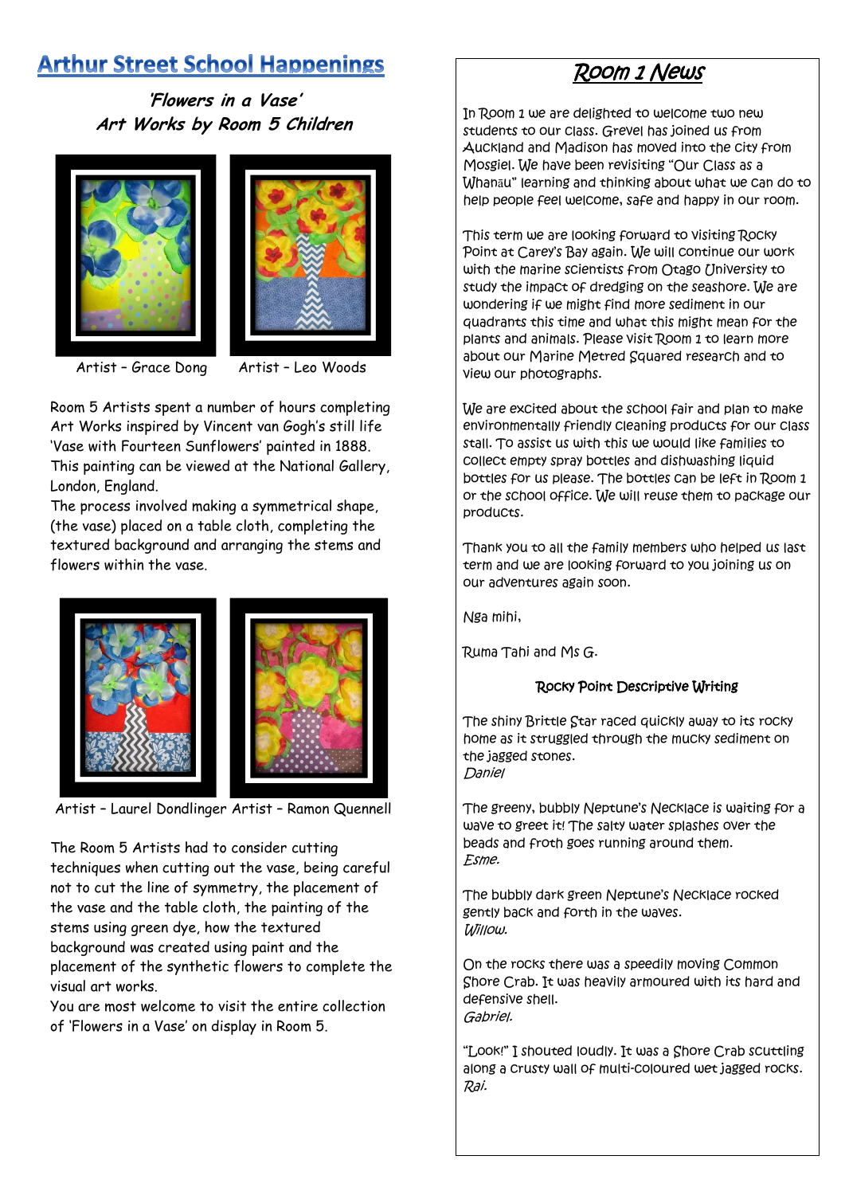# Arthur Street School Happenings

## *'Flowers in a Vase'*
## *Art Works by Room 5 Children*

Artist – Grace Dong

Artist – Leo Woods

Room 5 Artists spent a number of hours completing Art Works inspired by Vincent van Gogh's still life 'Vase with Fourteen Sunflowers' painted in 1888. This painting can be viewed at the National Gallery, London, England.

The process involved making a symmetrical shape, (the vase) placed on a table cloth, completing the textured background and arranging the stems and flowers within the vase.

Artist – Laurel Dondlinger

Artist – Ramon Quennell

The Room 5 Artists had to consider cutting techniques when cutting out the vase, being careful not to cut the line of symmetry, the placement of the vase and the table cloth, the painting of the stems using green dye, how the textured background was created using paint and the placement of the synthetic flowers to complete the visual art works.

You are most welcome to visit the entire collection of 'Flowers in a Vase' on display in Room 5.

# Room 1 News

In Room 1 we are delighted to welcome two new students to our class. Grevel has joined us from Auckland and Madison has moved into the city from Mosgiel. We have been revisiting "Our Class as a Whanāu" learning and thinking about what we can do to help people feel welcome, safe and happy in our room.

This term we are looking forward to visiting Rocky Point at Carey's Bay again. We will continue our work with the marine scientists from Otago University to study the impact of dredging on the seashore. We are wondering if we might find more sediment in our quadrants this time and what this might mean for the plants and animals. Please visit Room 1 to learn more about our Marine Metred Squared research and to view our photographs.

We are excited about the school fair and plan to make environmentally friendly cleaning products for our class stall. To assist us with this we would like families to collect empty spray bottles and dishwashing liquid bottles for us please. The bottles can be left in Room 1 or the school office. We will reuse them to package our products.

Thank you to all the family members who helped us last term and we are looking forward to you joining us on our adventures again soon.

Nga mihi,

Ruma Tahi and Ms G.

### Rocky Point Descriptive Writing

The shiny Brittle Star raced quickly away to its rocky home as it struggled through the mucky sediment on the jagged stones.
*Daniel*

The greeny, bubbly Neptune's Necklace is waiting for a wave to greet it! The salty water splashes over the beads and froth goes running around them.
*Esme.*

The bubbly dark green Neptune's Necklace rocked gently back and forth in the waves.
*Willow.*

On the rocks there was a speedily moving Common Shore Crab. It was heavily armoured with its hard and defensive shell.
*Gabriel.*

"Look!" I shouted loudly. It was a Shore Crab scuttling along a crusty wall of multi-coloured wet jagged rocks.
*Rai.*